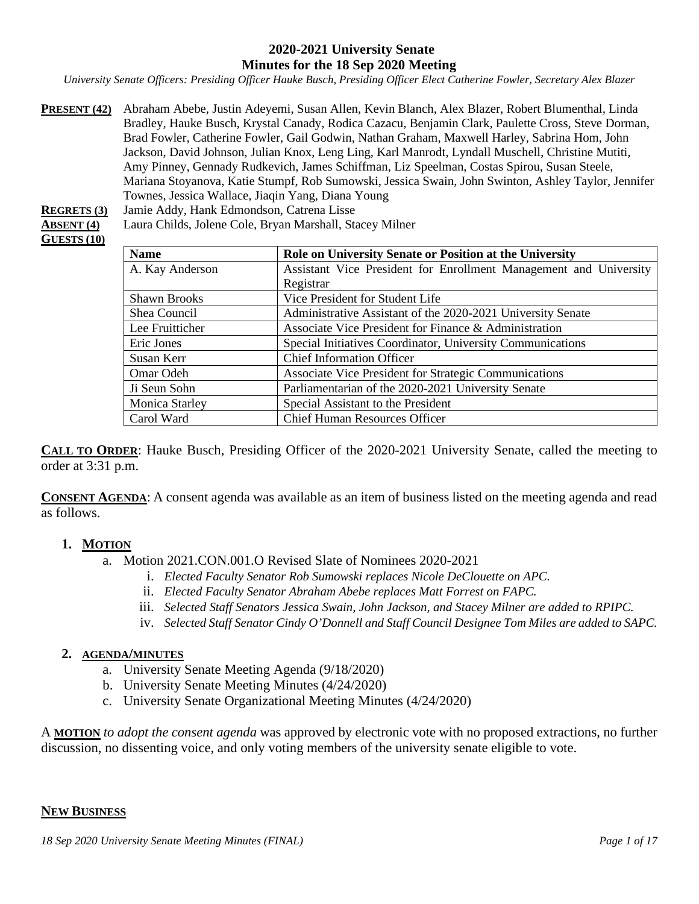# 2020-2021 University Senate
## Minutes for the 18 Sep 2020 Meeting

*University Senate Officers: Presiding Officer Hauke Busch, Presiding Officer Elect Catherine Fowler, Secretary Alex Blazer*

**PRESENT (42)** Abraham Abebe, Justin Adeyemi, Susan Allen, Kevin Blanch, Alex Blazer, Robert Blumenthal, Linda Bradley, Hauke Busch, Krystal Canady, Rodica Cazacu, Benjamin Clark, Paulette Cross, Steve Dorman, Brad Fowler, Catherine Fowler, Gail Godwin, Nathan Graham, Maxwell Harley, Sabrina Hom, John Jackson, David Johnson, Julian Knox, Leng Ling, Karl Manrodt, Lyndall Muschell, Christine Mutiti, Amy Pinney, Gennady Rudkevich, James Schiffman, Liz Speelman, Costas Spirou, Susan Steele, Mariana Stoyanova, Katie Stumpf, Rob Sumowski, Jessica Swain, John Swinton, Ashley Taylor, Jennifer Townes, Jessica Wallace, Jiaqin Yang, Diana Young

**REGRETS (3)** Jamie Addy, Hank Edmondson, Catrena Lisse

**ABSENT (4)** Laura Childs, Jolene Cole, Bryan Marshall, Stacey Milner

**GUESTS (10)**

| Name | Role on University Senate or Position at the University |
|---|---|
| A. Kay Anderson | Assistant Vice President for Enrollment Management and University Registrar |
| Shawn Brooks | Vice President for Student Life |
| Shea Council | Administrative Assistant of the 2020-2021 University Senate |
| Lee Fruitticher | Associate Vice President for Finance & Administration |
| Eric Jones | Special Initiatives Coordinator, University Communications |
| Susan Kerr | Chief Information Officer |
| Omar Odeh | Associate Vice President for Strategic Communications |
| Ji Seun Sohn | Parliamentarian of the 2020-2021 University Senate |
| Monica Starley | Special Assistant to the President |
| Carol Ward | Chief Human Resources Officer |

**CALL TO ORDER**: Hauke Busch, Presiding Officer of the 2020-2021 University Senate, called the meeting to order at 3:31 p.m.

**CONSENT AGENDA**: A consent agenda was available as an item of business listed on the meeting agenda and read as follows.

1. **MOTION**
   a. Motion 2021.CON.001.O Revised Slate of Nominees 2020-2021
      i. *Elected Faculty Senator Rob Sumowski replaces Nicole DeClouette on APC.*
      ii. *Elected Faculty Senator Abraham Abebe replaces Matt Forrest on FAPC.*
      iii. *Selected Staff Senators Jessica Swain, John Jackson, and Stacey Milner are added to RPIPC.*
      iv. *Selected Staff Senator Cindy O'Donnell and Staff Council Designee Tom Miles are added to SAPC.*

2. **AGENDA/MINUTES**
   a. University Senate Meeting Agenda (9/18/2020)
   b. University Senate Meeting Minutes (4/24/2020)
   c. University Senate Organizational Meeting Minutes (4/24/2020)

A **MOTION** *to adopt the consent agenda* was approved by electronic vote with no proposed extractions, no further discussion, no dissenting voice, and only voting members of the university senate eligible to vote.

**NEW BUSINESS**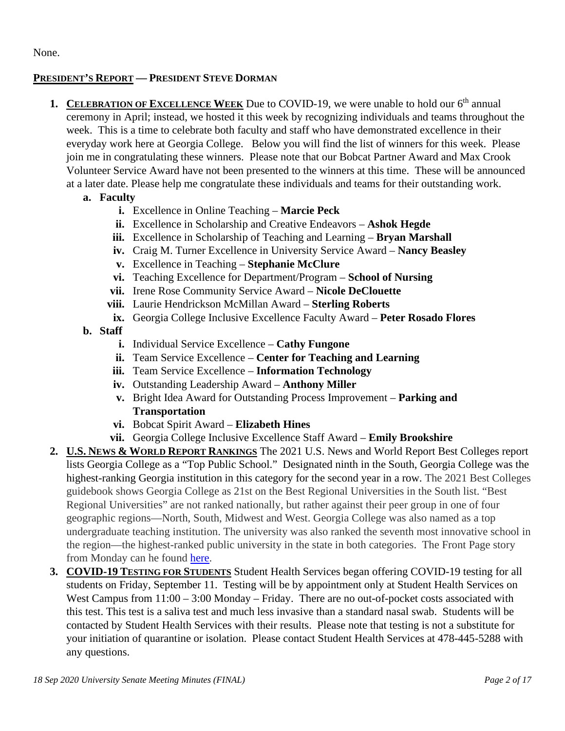None.

**PRESIDENT'S REPORT — PRESIDENT STEVE DORMAN**

1. **CELEBRATION OF EXCELLENCE WEEK** Due to COVID-19, we were unable to hold our 6th annual ceremony in April; instead, we hosted it this week by recognizing individuals and teams throughout the week. This is a time to celebrate both faculty and staff who have demonstrated excellence in their everyday work here at Georgia College. Below you will find the list of winners for this week. Please join me in congratulating these winners. Please note that our Bobcat Partner Award and Max Crook Volunteer Service Award have not been presented to the winners at this time. These will be announced at a later date. Please help me congratulate these individuals and teams for their outstanding work.
   - a. **Faculty**
     - i. Excellence in Online Teaching – **Marcie Peck**
     - ii. Excellence in Scholarship and Creative Endeavors – **Ashok Hegde**
     - iii. Excellence in Scholarship of Teaching and Learning – **Bryan Marshall**
     - iv. Craig M. Turner Excellence in University Service Award – **Nancy Beasley**
     - v. Excellence in Teaching – **Stephanie McClure**
     - vi. Teaching Excellence for Department/Program – **School of Nursing**
     - vii. Irene Rose Community Service Award – **Nicole DeClouette**
     - viii. Laurie Hendrickson McMillan Award – **Sterling Roberts**
     - ix. Georgia College Inclusive Excellence Faculty Award – **Peter Rosado Flores**
   - b. **Staff**
     - i. Individual Service Excellence – **Cathy Fungone**
     - ii. Team Service Excellence – **Center for Teaching and Learning**
     - iii. Team Service Excellence – **Information Technology**
     - iv. Outstanding Leadership Award – **Anthony Miller**
     - v. Bright Idea Award for Outstanding Process Improvement – **Parking and Transportation**
     - vi. Bobcat Spirit Award – **Elizabeth Hines**
     - vii. Georgia College Inclusive Excellence Staff Award – **Emily Brookshire**
2. **U.S. NEWS & WORLD REPORT RANKINGS** The 2021 U.S. News and World Report Best Colleges report lists Georgia College as a "Top Public School." Designated ninth in the South, Georgia College was the highest-ranking Georgia institution in this category for the second year in a row. The 2021 Best Colleges guidebook shows Georgia College as 21st on the Best Regional Universities in the South list. "Best Regional Universities" are not ranked nationally, but rather against their peer group in one of four geographic regions—North, South, Midwest and West. Georgia College was also named as a top undergraduate teaching institution. The university was also ranked the seventh most innovative school in the region—the highest-ranked public university in the state in both categories. The Front Page story from Monday can he found here.
3. **COVID-19 TESTING FOR STUDENTS** Student Health Services began offering COVID-19 testing for all students on Friday, September 11. Testing will be by appointment only at Student Health Services on West Campus from 11:00 – 3:00 Monday – Friday. There are no out-of-pocket costs associated with this test. This test is a saliva test and much less invasive than a standard nasal swab. Students will be contacted by Student Health Services with their results. Please note that testing is not a substitute for your initiation of quarantine or isolation. Please contact Student Health Services at 478-445-5288 with any questions.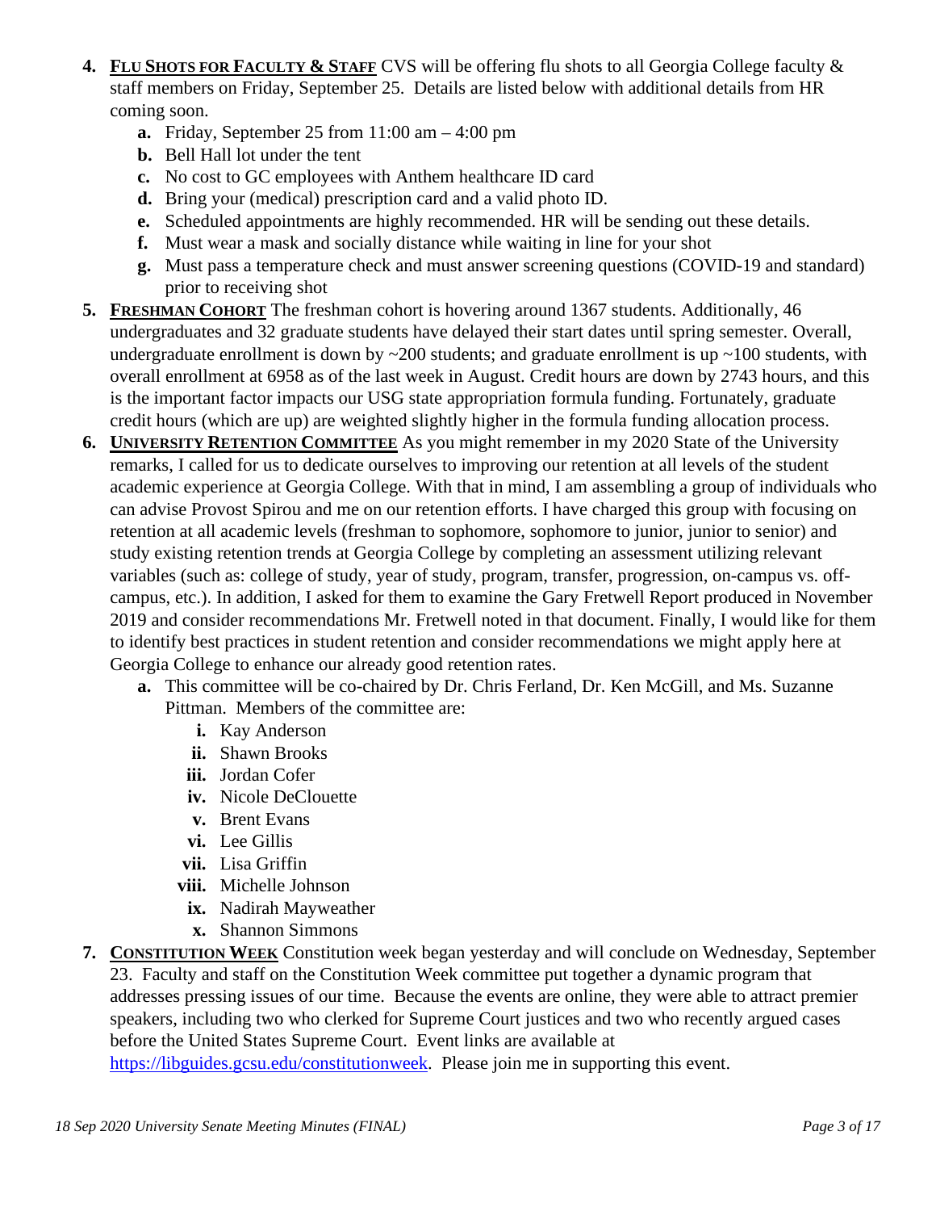4. **FLU SHOTS FOR FACULTY & STAFF** CVS will be offering flu shots to all Georgia College faculty & staff members on Friday, September 25. Details are listed below with additional details from HR coming soon.
    a. Friday, September 25 from 11:00 am – 4:00 pm
    b. Bell Hall lot under the tent
    c. No cost to GC employees with Anthem healthcare ID card
    d. Bring your (medical) prescription card and a valid photo ID.
    e. Scheduled appointments are highly recommended. HR will be sending out these details.
    f. Must wear a mask and socially distance while waiting in line for your shot
    g. Must pass a temperature check and must answer screening questions (COVID-19 and standard) prior to receiving shot
5. **FRESHMAN COHORT** The freshman cohort is hovering around 1367 students. Additionally, 46 undergraduates and 32 graduate students have delayed their start dates until spring semester. Overall, undergraduate enrollment is down by ~200 students; and graduate enrollment is up ~100 students, with overall enrollment at 6958 as of the last week in August. Credit hours are down by 2743 hours, and this is the important factor impacts our USG state appropriation formula funding. Fortunately, graduate credit hours (which are up) are weighted slightly higher in the formula funding allocation process.
6. **UNIVERSITY RETENTION COMMITTEE** As you might remember in my 2020 State of the University remarks, I called for us to dedicate ourselves to improving our retention at all levels of the student academic experience at Georgia College. With that in mind, I am assembling a group of individuals who can advise Provost Spirou and me on our retention efforts. I have charged this group with focusing on retention at all academic levels (freshman to sophomore, sophomore to junior, junior to senior) and study existing retention trends at Georgia College by completing an assessment utilizing relevant variables (such as: college of study, year of study, program, transfer, progression, on-campus vs. off-campus, etc.). In addition, I asked for them to examine the Gary Fretwell Report produced in November 2019 and consider recommendations Mr. Fretwell noted in that document. Finally, I would like for them to identify best practices in student retention and consider recommendations we might apply here at Georgia College to enhance our already good retention rates.
    a. This committee will be co-chaired by Dr. Chris Ferland, Dr. Ken McGill, and Ms. Suzanne Pittman. Members of the committee are:
        i. Kay Anderson
        ii. Shawn Brooks
        iii. Jordan Cofer
        iv. Nicole DeClouette
        v. Brent Evans
        vi. Lee Gillis
        vii. Lisa Griffin
        viii. Michelle Johnson
        ix. Nadirah Mayweather
        x. Shannon Simmons
7. **CONSTITUTION WEEK** Constitution week began yesterday and will conclude on Wednesday, September 23. Faculty and staff on the Constitution Week committee put together a dynamic program that addresses pressing issues of our time. Because the events are online, they were able to attract premier speakers, including two who clerked for Supreme Court justices and two who recently argued cases before the United States Supreme Court. Event links are available at https://libguides.gcsu.edu/constitutionweek. Please join me in supporting this event.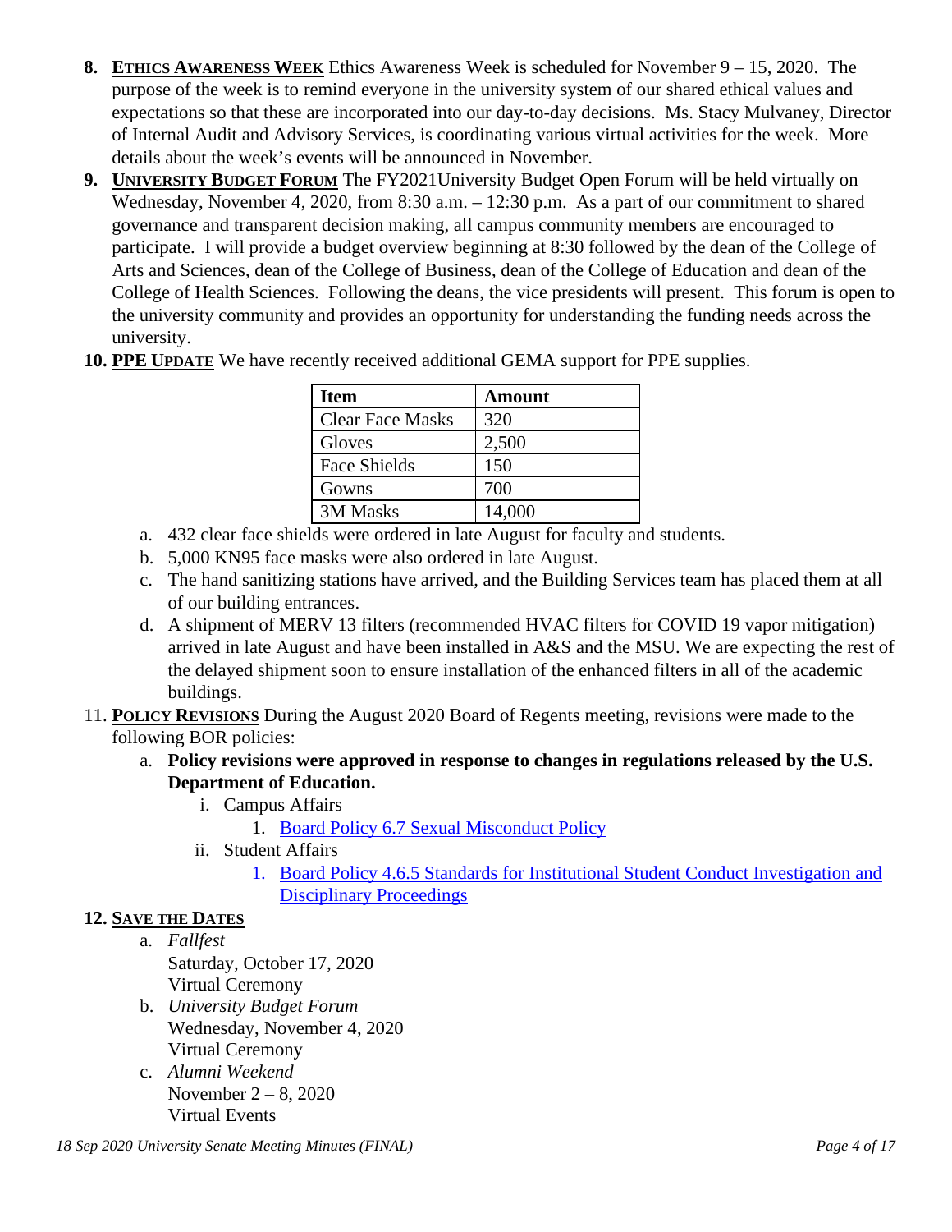8. **ETHICS AWARENESS WEEK** Ethics Awareness Week is scheduled for November 9 – 15, 2020. The purpose of the week is to remind everyone in the university system of our shared ethical values and expectations so that these are incorporated into our day-to-day decisions. Ms. Stacy Mulvaney, Director of Internal Audit and Advisory Services, is coordinating various virtual activities for the week. More details about the week's events will be announced in November.

9. **UNIVERSITY BUDGET FORUM** The FY2021University Budget Open Forum will be held virtually on Wednesday, November 4, 2020, from 8:30 a.m. – 12:30 p.m. As a part of our commitment to shared governance and transparent decision making, all campus community members are encouraged to participate. I will provide a budget overview beginning at 8:30 followed by the dean of the College of Arts and Sciences, dean of the College of Business, dean of the College of Education and dean of the College of Health Sciences. Following the deans, the vice presidents will present. This forum is open to the university community and provides an opportunity for understanding the funding needs across the university.

10. **PPE UPDATE** We have recently received additional GEMA support for PPE supplies.

| Item | Amount |
|---|---|
| Clear Face Masks | 320 |
| Gloves | 2,500 |
| Face Shields | 150 |
| Gowns | 700 |
| 3M Masks | 14,000 |

    a. 432 clear face shields were ordered in late August for faculty and students.
    b. 5,000 KN95 face masks were also ordered in late August.
    c. The hand sanitizing stations have arrived, and the Building Services team has placed them at all of our building entrances.
    d. A shipment of MERV 13 filters (recommended HVAC filters for COVID 19 vapor mitigation) arrived in late August and have been installed in A&S and the MSU. We are expecting the rest of the delayed shipment soon to ensure installation of the enhanced filters in all of the academic buildings.

11. **POLICY REVISIONS** During the August 2020 Board of Regents meeting, revisions were made to the following BOR policies:
    a. **Policy revisions were approved in response to changes in regulations released by the U.S. Department of Education.**
        i. Campus Affairs
            1. Board Policy 6.7 Sexual Misconduct Policy
        ii. Student Affairs
            1. Board Policy 4.6.5 Standards for Institutional Student Conduct Investigation and Disciplinary Proceedings

12. **SAVE THE DATES**
    a. *Fallfest*
    Saturday, October 17, 2020
    Virtual Ceremony
    b. *University Budget Forum*
    Wednesday, November 4, 2020
    Virtual Ceremony
    c. *Alumni Weekend*
    November 2 – 8, 2020
    Virtual Events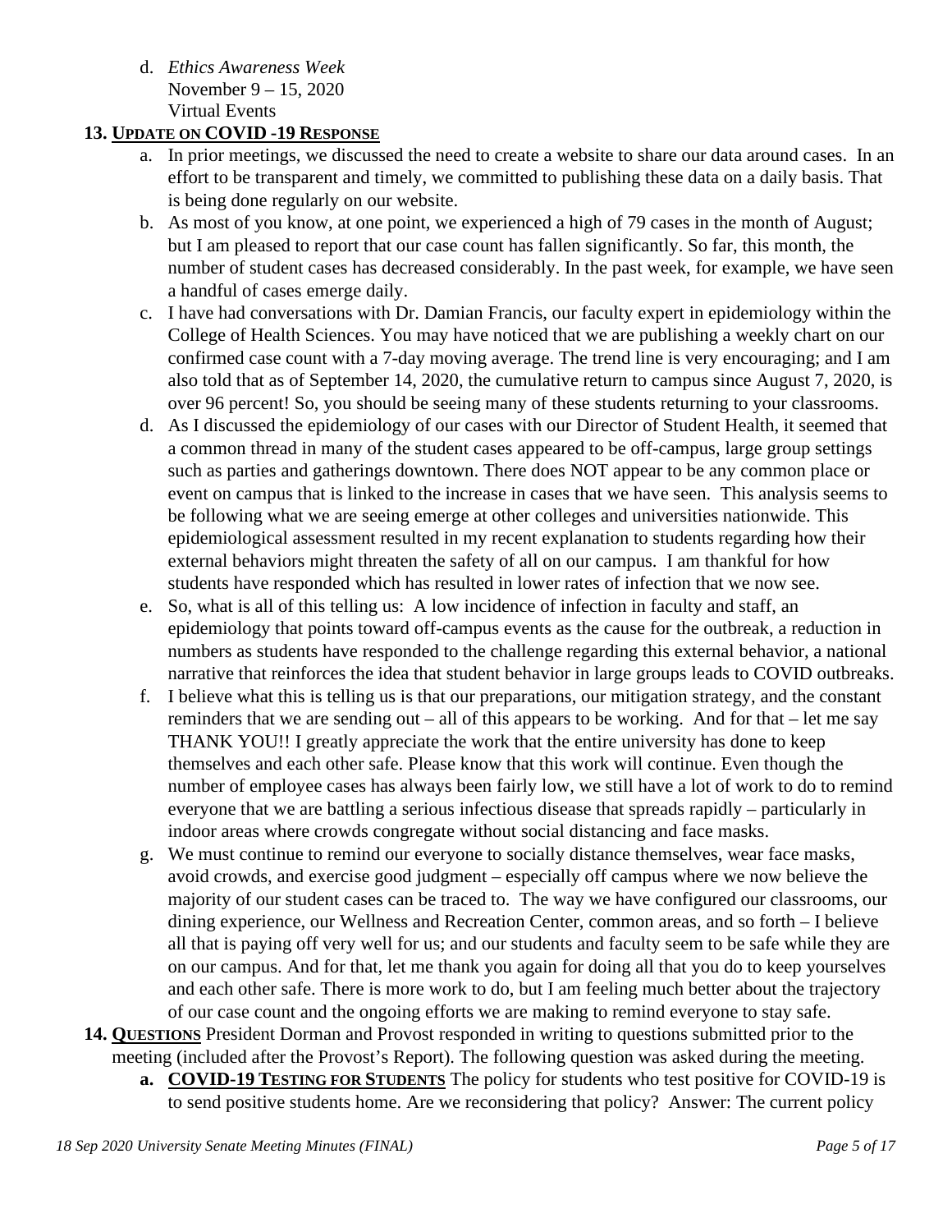d. *Ethics Awareness Week*
   November 9 – 15, 2020
   Virtual Events

**13. UPDATE ON COVID -19 RESPONSE**

a. In prior meetings, we discussed the need to create a website to share our data around cases. In an effort to be transparent and timely, we committed to publishing these data on a daily basis. That is being done regularly on our website.

b. As most of you know, at one point, we experienced a high of 79 cases in the month of August; but I am pleased to report that our case count has fallen significantly. So far, this month, the number of student cases has decreased considerably. In the past week, for example, we have seen a handful of cases emerge daily.

c. I have had conversations with Dr. Damian Francis, our faculty expert in epidemiology within the College of Health Sciences. You may have noticed that we are publishing a weekly chart on our confirmed case count with a 7-day moving average. The trend line is very encouraging; and I am also told that as of September 14, 2020, the cumulative return to campus since August 7, 2020, is over 96 percent! So, you should be seeing many of these students returning to your classrooms.

d. As I discussed the epidemiology of our cases with our Director of Student Health, it seemed that a common thread in many of the student cases appeared to be off-campus, large group settings such as parties and gatherings downtown. There does NOT appear to be any common place or event on campus that is linked to the increase in cases that we have seen. This analysis seems to be following what we are seeing emerge at other colleges and universities nationwide. This epidemiological assessment resulted in my recent explanation to students regarding how their external behaviors might threaten the safety of all on our campus. I am thankful for how students have responded which has resulted in lower rates of infection that we now see.

e. So, what is all of this telling us: A low incidence of infection in faculty and staff, an epidemiology that points toward off-campus events as the cause for the outbreak, a reduction in numbers as students have responded to the challenge regarding this external behavior, a national narrative that reinforces the idea that student behavior in large groups leads to COVID outbreaks.

f. I believe what this is telling us is that our preparations, our mitigation strategy, and the constant reminders that we are sending out – all of this appears to be working. And for that – let me say THANK YOU!! I greatly appreciate the work that the entire university has done to keep themselves and each other safe. Please know that this work will continue. Even though the number of employee cases has always been fairly low, we still have a lot of work to do to remind everyone that we are battling a serious infectious disease that spreads rapidly – particularly in indoor areas where crowds congregate without social distancing and face masks.

g. We must continue to remind our everyone to socially distance themselves, wear face masks, avoid crowds, and exercise good judgment – especially off campus where we now believe the majority of our student cases can be traced to. The way we have configured our classrooms, our dining experience, our Wellness and Recreation Center, common areas, and so forth – I believe all that is paying off very well for us; and our students and faculty seem to be safe while they are on our campus. And for that, let me thank you again for doing all that you do to keep yourselves and each other safe. There is more work to do, but I am feeling much better about the trajectory of our case count and the ongoing efforts we are making to remind everyone to stay safe.

**14. QUESTIONS** President Dorman and Provost responded in writing to questions submitted prior to the meeting (included after the Provost's Report). The following question was asked during the meeting.

a. **COVID-19 TESTING FOR STUDENTS** The policy for students who test positive for COVID-19 is to send positive students home. Are we reconsidering that policy? Answer: The current policy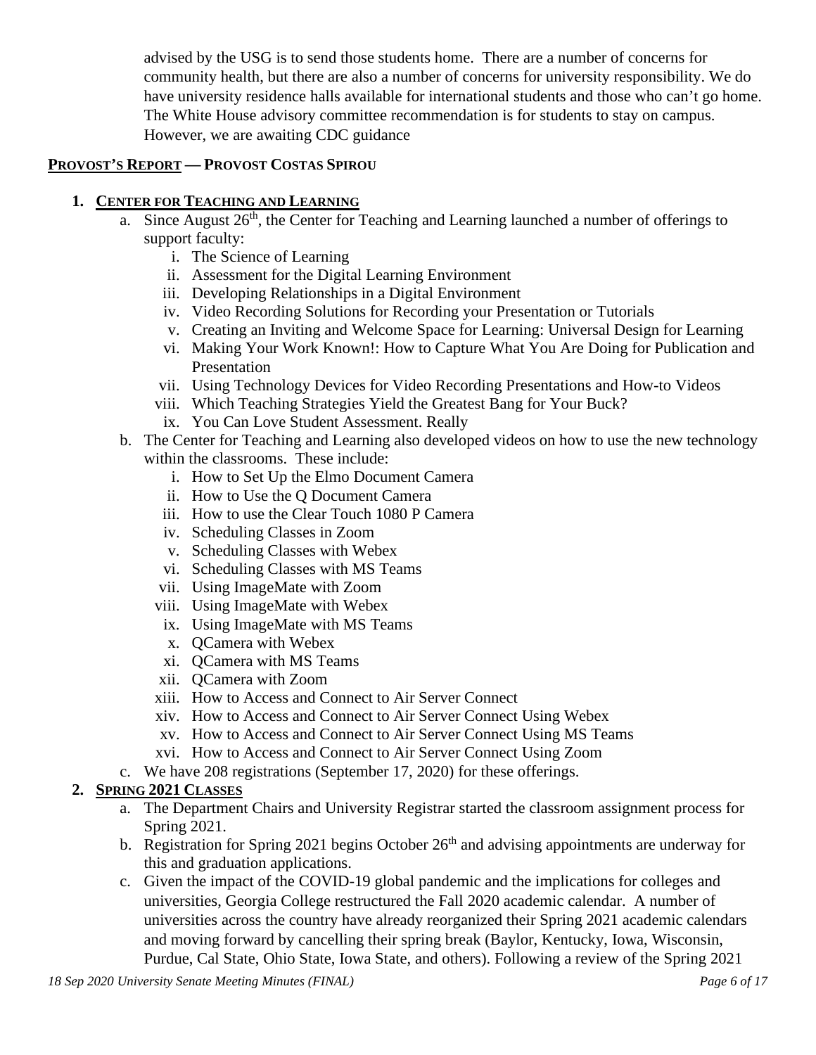advised by the USG is to send those students home. There are a number of concerns for community health, but there are also a number of concerns for university responsibility. We do have university residence halls available for international students and those who can't go home. The White House advisory committee recommendation is for students to stay on campus. However, we are awaiting CDC guidance

**PROVOST'S REPORT — PROVOST COSTAS SPIROU**

1. **CENTER FOR TEACHING AND LEARNING**
   a. Since August 26th, the Center for Teaching and Learning launched a number of offerings to support faculty:
      i. The Science of Learning
      ii. Assessment for the Digital Learning Environment
      iii. Developing Relationships in a Digital Environment
      iv. Video Recording Solutions for Recording your Presentation or Tutorials
      v. Creating an Inviting and Welcome Space for Learning: Universal Design for Learning
      vi. Making Your Work Known!: How to Capture What You Are Doing for Publication and Presentation
      vii. Using Technology Devices for Video Recording Presentations and How-to Videos
      viii. Which Teaching Strategies Yield the Greatest Bang for Your Buck?
      ix. You Can Love Student Assessment. Really
   b. The Center for Teaching and Learning also developed videos on how to use the new technology within the classrooms. These include:
      i. How to Set Up the Elmo Document Camera
      ii. How to Use the Q Document Camera
      iii. How to use the Clear Touch 1080 P Camera
      iv. Scheduling Classes in Zoom
      v. Scheduling Classes with Webex
      vi. Scheduling Classes with MS Teams
      vii. Using ImageMate with Zoom
      viii. Using ImageMate with Webex
      ix. Using ImageMate with MS Teams
      x. QCamera with Webex
      xi. QCamera with MS Teams
      xii. QCamera with Zoom
      xiii. How to Access and Connect to Air Server Connect
      xiv. How to Access and Connect to Air Server Connect Using Webex
      xv. How to Access and Connect to Air Server Connect Using MS Teams
      xvi. How to Access and Connect to Air Server Connect Using Zoom
   c. We have 208 registrations (September 17, 2020) for these offerings.
2. **SPRING 2021 CLASSES**
   a. The Department Chairs and University Registrar started the classroom assignment process for Spring 2021.
   b. Registration for Spring 2021 begins October 26th and advising appointments are underway for this and graduation applications.
   c. Given the impact of the COVID-19 global pandemic and the implications for colleges and universities, Georgia College restructured the Fall 2020 academic calendar. A number of universities across the country have already reorganized their Spring 2021 academic calendars and moving forward by cancelling their spring break (Baylor, Kentucky, Iowa, Wisconsin, Purdue, Cal State, Ohio State, Iowa State, and others). Following a review of the Spring 2021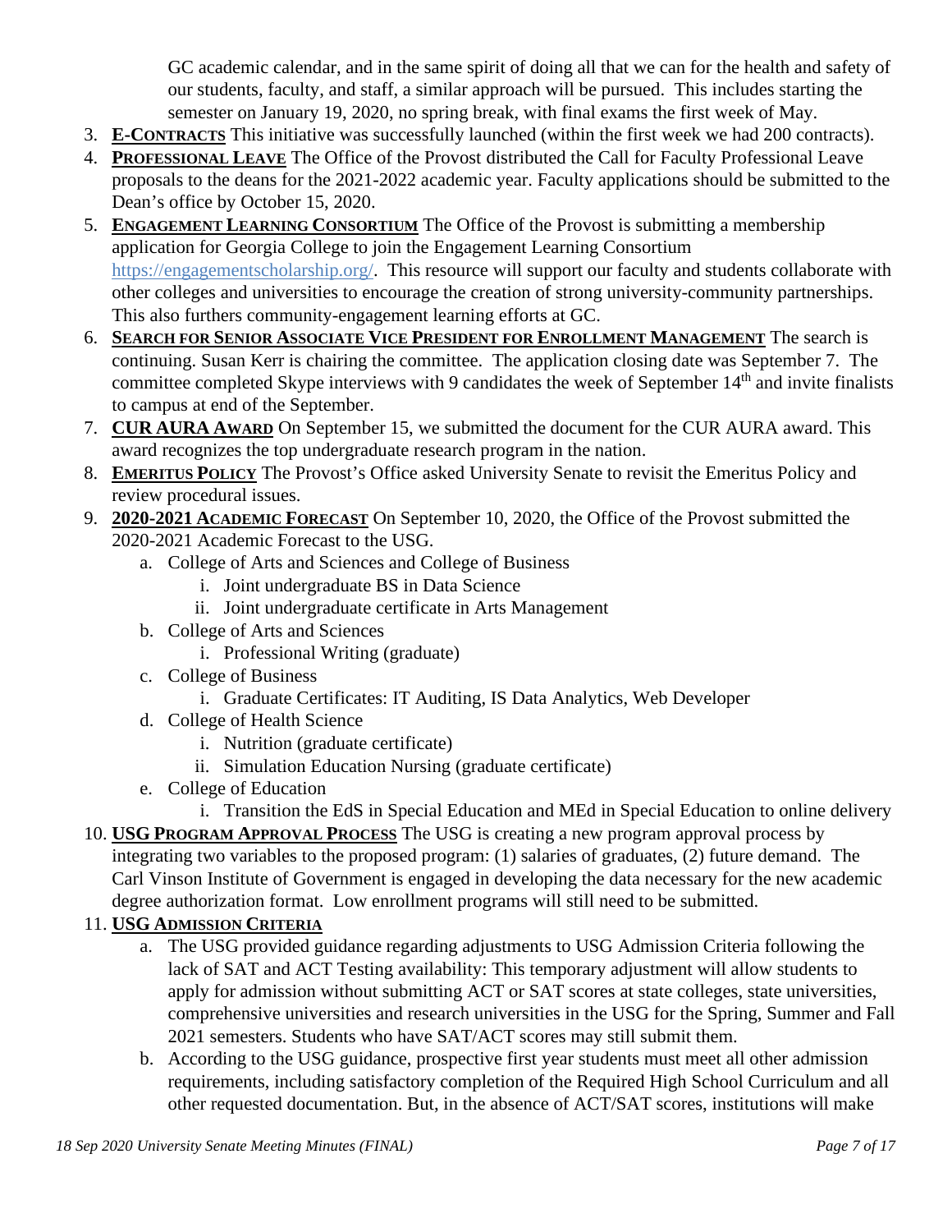GC academic calendar, and in the same spirit of doing all that we can for the health and safety of our students, faculty, and staff, a similar approach will be pursued. This includes starting the semester on January 19, 2020, no spring break, with final exams the first week of May.

3. **E-CONTRACTS** This initiative was successfully launched (within the first week we had 200 contracts).
4. **PROFESSIONAL LEAVE** The Office of the Provost distributed the Call for Faculty Professional Leave proposals to the deans for the 2021-2022 academic year. Faculty applications should be submitted to the Dean's office by October 15, 2020.
5. **ENGAGEMENT LEARNING CONSORTIUM** The Office of the Provost is submitting a membership application for Georgia College to join the Engagement Learning Consortium https://engagementscholarship.org/. This resource will support our faculty and students collaborate with other colleges and universities to encourage the creation of strong university-community partnerships. This also furthers community-engagement learning efforts at GC.
6. **SEARCH FOR SENIOR ASSOCIATE VICE PRESIDENT FOR ENROLLMENT MANAGEMENT** The search is continuing. Susan Kerr is chairing the committee. The application closing date was September 7. The committee completed Skype interviews with 9 candidates the week of September 14th and invite finalists to campus at end of the September.
7. **CUR AURA AWARD** On September 15, we submitted the document for the CUR AURA award. This award recognizes the top undergraduate research program in the nation.
8. **EMERITUS POLICY** The Provost's Office asked University Senate to revisit the Emeritus Policy and review procedural issues.
9. **2020-2021 ACADEMIC FORECAST** On September 10, 2020, the Office of the Provost submitted the 2020-2021 Academic Forecast to the USG.
   a. College of Arts and Sciences and College of Business
      i. Joint undergraduate BS in Data Science
      ii. Joint undergraduate certificate in Arts Management
   b. College of Arts and Sciences
      i. Professional Writing (graduate)
   c. College of Business
      i. Graduate Certificates: IT Auditing, IS Data Analytics, Web Developer
   d. College of Health Science
      i. Nutrition (graduate certificate)
      ii. Simulation Education Nursing (graduate certificate)
   e. College of Education
      i. Transition the EdS in Special Education and MEd in Special Education to online delivery
10. **USG PROGRAM APPROVAL PROCESS** The USG is creating a new program approval process by integrating two variables to the proposed program: (1) salaries of graduates, (2) future demand. The Carl Vinson Institute of Government is engaged in developing the data necessary for the new academic degree authorization format. Low enrollment programs will still need to be submitted.
11. **USG ADMISSION CRITERIA**
   a. The USG provided guidance regarding adjustments to USG Admission Criteria following the lack of SAT and ACT Testing availability: This temporary adjustment will allow students to apply for admission without submitting ACT or SAT scores at state colleges, state universities, comprehensive universities and research universities in the USG for the Spring, Summer and Fall 2021 semesters. Students who have SAT/ACT scores may still submit them.
   b. According to the USG guidance, prospective first year students must meet all other admission requirements, including satisfactory completion of the Required High School Curriculum and all other requested documentation. But, in the absence of ACT/SAT scores, institutions will make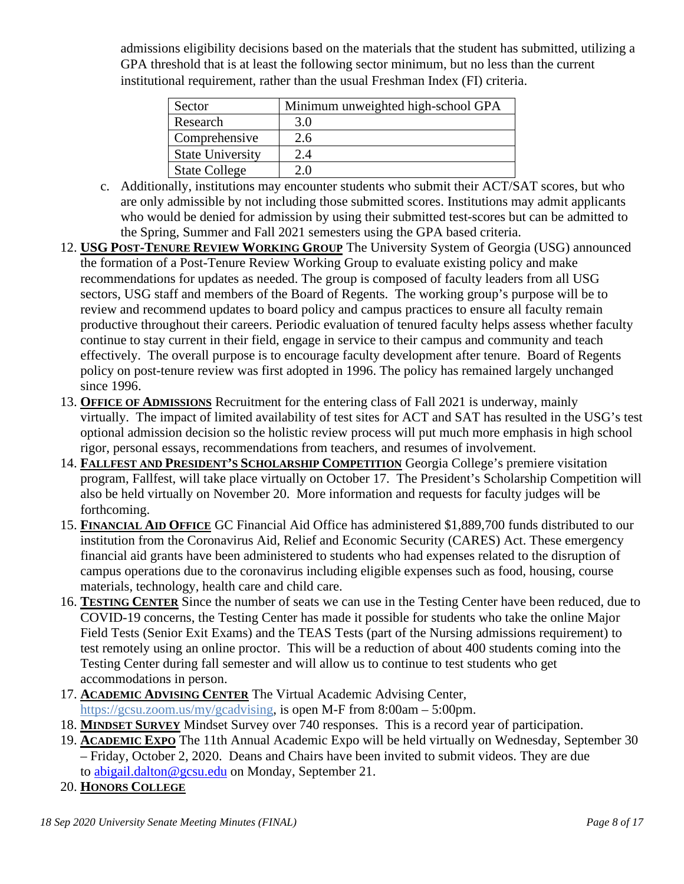admissions eligibility decisions based on the materials that the student has submitted, utilizing a GPA threshold that is at least the following sector minimum, but no less than the current institutional requirement, rather than the usual Freshman Index (FI) criteria.

| Sector | Minimum unweighted high-school GPA |
|---|---|
| Research | 3.0 |
| Comprehensive | 2.6 |
| State University | 2.4 |
| State College | 2.0 |

c. Additionally, institutions may encounter students who submit their ACT/SAT scores, but who are only admissible by not including those submitted scores. Institutions may admit applicants who would be denied for admission by using their submitted test-scores but can be admitted to the Spring, Summer and Fall 2021 semesters using the GPA based criteria.

12. **USG POST-TENURE REVIEW WORKING GROUP** The University System of Georgia (USG) announced the formation of a Post-Tenure Review Working Group to evaluate existing policy and make recommendations for updates as needed. The group is composed of faculty leaders from all USG sectors, USG staff and members of the Board of Regents. The working group's purpose will be to review and recommend updates to board policy and campus practices to ensure all faculty remain productive throughout their careers. Periodic evaluation of tenured faculty helps assess whether faculty continue to stay current in their field, engage in service to their campus and community and teach effectively. The overall purpose is to encourage faculty development after tenure. Board of Regents policy on post-tenure review was first adopted in 1996. The policy has remained largely unchanged since 1996.
13. **OFFICE OF ADMISSIONS** Recruitment for the entering class of Fall 2021 is underway, mainly virtually. The impact of limited availability of test sites for ACT and SAT has resulted in the USG's test optional admission decision so the holistic review process will put much more emphasis in high school rigor, personal essays, recommendations from teachers, and resumes of involvement.
14. **FALLFEST AND PRESIDENT'S SCHOLARSHIP COMPETITION** Georgia College's premiere visitation program, Fallfest, will take place virtually on October 17. The President's Scholarship Competition will also be held virtually on November 20. More information and requests for faculty judges will be forthcoming.
15. **FINANCIAL AID OFFICE** GC Financial Aid Office has administered $1,889,700 funds distributed to our institution from the Coronavirus Aid, Relief and Economic Security (CARES) Act. These emergency financial aid grants have been administered to students who had expenses related to the disruption of campus operations due to the coronavirus including eligible expenses such as food, housing, course materials, technology, health care and child care.
16. **TESTING CENTER** Since the number of seats we can use in the Testing Center have been reduced, due to COVID-19 concerns, the Testing Center has made it possible for students who take the online Major Field Tests (Senior Exit Exams) and the TEAS Tests (part of the Nursing admissions requirement) to test remotely using an online proctor. This will be a reduction of about 400 students coming into the Testing Center during fall semester and will allow us to continue to test students who get accommodations in person.
17. **ACADEMIC ADVISING CENTER** The Virtual Academic Advising Center, https://gcsu.zoom.us/my/gcadvising, is open M-F from 8:00am – 5:00pm.
18. **MINDSET SURVEY** Mindset Survey over 740 responses. This is a record year of participation.
19. **ACADEMIC EXPO** The 11th Annual Academic Expo will be held virtually on Wednesday, September 30 – Friday, October 2, 2020. Deans and Chairs have been invited to submit videos. They are due to abigail.dalton@gcsu.edu on Monday, September 21.
20. **HONORS COLLEGE**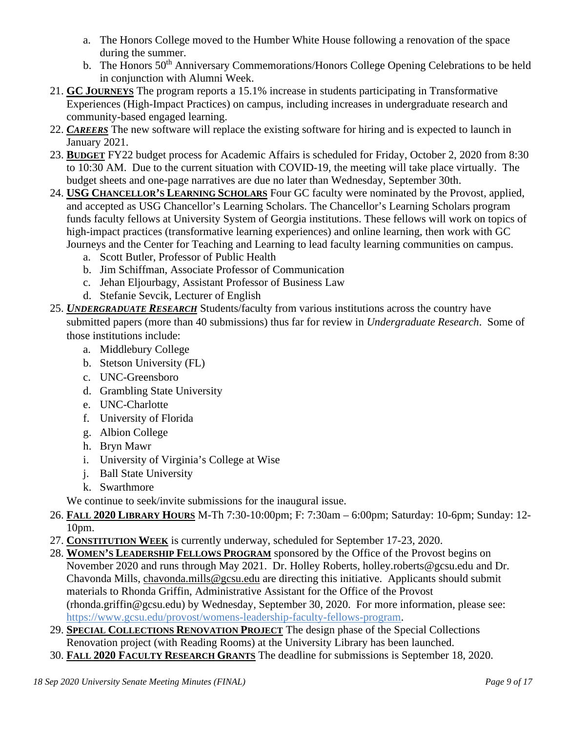a. The Honors College moved to the Humber White House following a renovation of the space during the summer.
   b. The Honors 50th Anniversary Commemorations/Honors College Opening Celebrations to be held in conjunction with Alumni Week.

21. **GC JOURNEYS** The program reports a 15.1% increase in students participating in Transformative Experiences (High-Impact Practices) on campus, including increases in undergraduate research and community-based engaged learning.
22. ***CAREERS*** The new software will replace the existing software for hiring and is expected to launch in January 2021.
23. **BUDGET** FY22 budget process for Academic Affairs is scheduled for Friday, October 2, 2020 from 8:30 to 10:30 AM. Due to the current situation with COVID-19, the meeting will take place virtually. The budget sheets and one-page narratives are due no later than Wednesday, September 30th.
24. **USG CHANCELLOR'S LEARNING SCHOLARS** Four GC faculty were nominated by the Provost, applied, and accepted as USG Chancellor's Learning Scholars. The Chancellor's Learning Scholars program funds faculty fellows at University System of Georgia institutions. These fellows will work on topics of high-impact practices (transformative learning experiences) and online learning, then work with GC Journeys and the Center for Teaching and Learning to lead faculty learning communities on campus.
    a. Scott Butler, Professor of Public Health
    b. Jim Schiffman, Associate Professor of Communication
    c. Jehan Eljourbagy, Assistant Professor of Business Law
    d. Stefanie Sevcik, Lecturer of English
25. ***UNDERGRADUATE RESEARCH*** Students/faculty from various institutions across the country have submitted papers (more than 40 submissions) thus far for review in *Undergraduate Research*. Some of those institutions include:
    a. Middlebury College
    b. Stetson University (FL)
    c. UNC-Greensboro
    d. Grambling State University
    e. UNC-Charlotte
    f. University of Florida
    g. Albion College
    h. Bryn Mawr
    i. University of Virginia's College at Wise
    j. Ball State University
    k. Swarthmore

    We continue to seek/invite submissions for the inaugural issue.
26. **FALL 2020 LIBRARY HOURS** M-Th 7:30-10:00pm; F: 7:30am – 6:00pm; Saturday: 10-6pm; Sunday: 12-10pm.
27. **CONSTITUTION WEEK** is currently underway, scheduled for September 17-23, 2020.
28. **WOMEN'S LEADERSHIP FELLOWS PROGRAM** sponsored by the Office of the Provost begins on November 2020 and runs through May 2021. Dr. Holley Roberts, holley.roberts@gcsu.edu and Dr. Chavonda Mills, chavonda.mills@gcsu.edu are directing this initiative. Applicants should submit materials to Rhonda Griffin, Administrative Assistant for the Office of the Provost (rhonda.griffin@gcsu.edu) by Wednesday, September 30, 2020. For more information, please see: https://www.gcsu.edu/provost/womens-leadership-faculty-fellows-program.
29. **SPECIAL COLLECTIONS RENOVATION PROJECT** The design phase of the Special Collections Renovation project (with Reading Rooms) at the University Library has been launched.
30. **FALL 2020 FACULTY RESEARCH GRANTS** The deadline for submissions is September 18, 2020.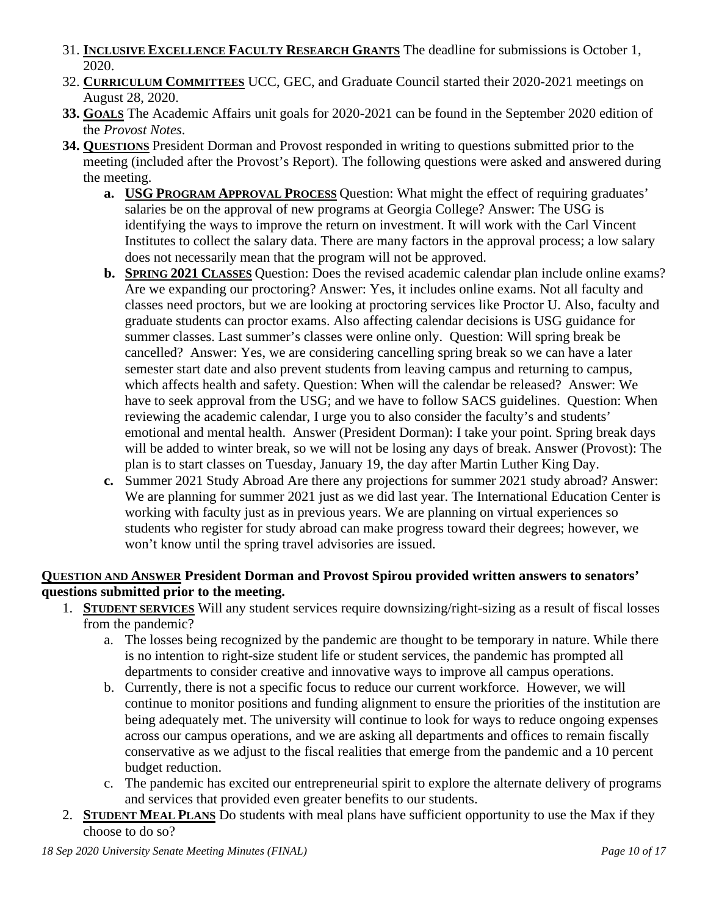31. **INCLUSIVE EXCELLENCE FACULTY RESEARCH GRANTS** The deadline for submissions is October 1, 2020.
32. **CURRICULUM COMMITTEES** UCC, GEC, and Graduate Council started their 2020-2021 meetings on August 28, 2020.
33. **GOALS** The Academic Affairs unit goals for 2020-2021 can be found in the September 2020 edition of the *Provost Notes*.
34. **QUESTIONS** President Dorman and Provost responded in writing to questions submitted prior to the meeting (included after the Provost's Report). The following questions were asked and answered during the meeting.
    a. **USG PROGRAM APPROVAL PROCESS** Question: What might the effect of requiring graduates' salaries be on the approval of new programs at Georgia College? Answer: The USG is identifying the ways to improve the return on investment. It will work with the Carl Vincent Institutes to collect the salary data. There are many factors in the approval process; a low salary does not necessarily mean that the program will not be approved.
    b. **SPRING 2021 CLASSES** Question: Does the revised academic calendar plan include online exams? Are we expanding our proctoring? Answer: Yes, it includes online exams. Not all faculty and classes need proctors, but we are looking at proctoring services like Proctor U. Also, faculty and graduate students can proctor exams. Also affecting calendar decisions is USG guidance for summer classes. Last summer's classes were online only. Question: Will spring break be cancelled? Answer: Yes, we are considering cancelling spring break so we can have a later semester start date and also prevent students from leaving campus and returning to campus, which affects health and safety. Question: When will the calendar be released? Answer: We have to seek approval from the USG; and we have to follow SACS guidelines. Question: When reviewing the academic calendar, I urge you to also consider the faculty's and students' emotional and mental health. Answer (President Dorman): I take your point. Spring break days will be added to winter break, so we will not be losing any days of break. Answer (Provost): The plan is to start classes on Tuesday, January 19, the day after Martin Luther King Day.
    c. Summer 2021 Study Abroad Are there any projections for summer 2021 study abroad? Answer: We are planning for summer 2021 just as we did last year. The International Education Center is working with faculty just as in previous years. We are planning on virtual experiences so students who register for study abroad can make progress toward their degrees; however, we won't know until the spring travel advisories are issued.

**QUESTION AND ANSWER President Dorman and Provost Spirou provided written answers to senators' questions submitted prior to the meeting.**

1. **STUDENT SERVICES** Will any student services require downsizing/right-sizing as a result of fiscal losses from the pandemic?
    a. The losses being recognized by the pandemic are thought to be temporary in nature. While there is no intention to right-size student life or student services, the pandemic has prompted all departments to consider creative and innovative ways to improve all campus operations.
    b. Currently, there is not a specific focus to reduce our current workforce. However, we will continue to monitor positions and funding alignment to ensure the priorities of the institution are being adequately met. The university will continue to look for ways to reduce ongoing expenses across our campus operations, and we are asking all departments and offices to remain fiscally conservative as we adjust to the fiscal realities that emerge from the pandemic and a 10 percent budget reduction.
    c. The pandemic has excited our entrepreneurial spirit to explore the alternate delivery of programs and services that provided even greater benefits to our students.
2. **STUDENT MEAL PLANS** Do students with meal plans have sufficient opportunity to use the Max if they choose to do so?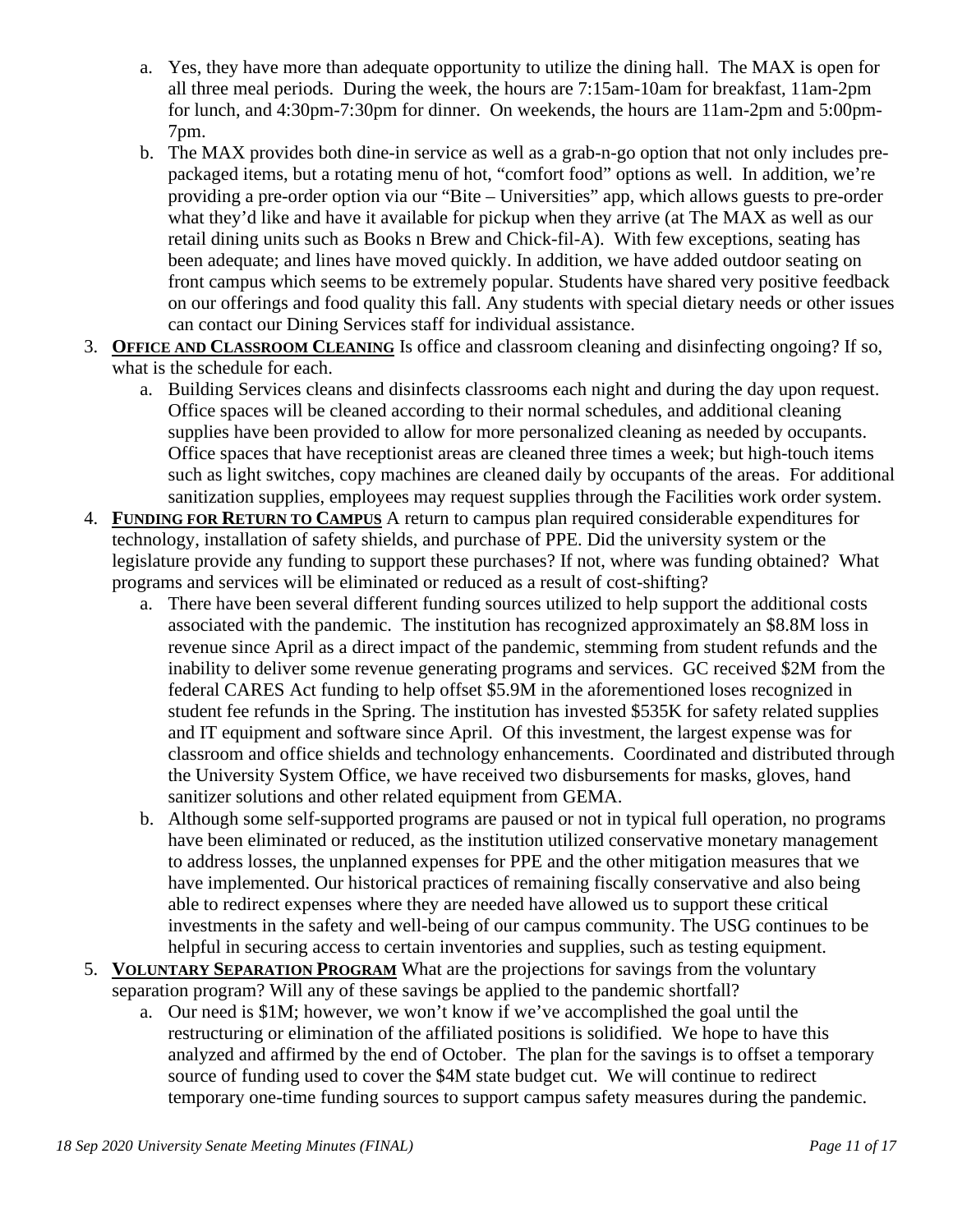a. Yes, they have more than adequate opportunity to utilize the dining hall. The MAX is open for all three meal periods. During the week, the hours are 7:15am-10am for breakfast, 11am-2pm for lunch, and 4:30pm-7:30pm for dinner. On weekends, the hours are 11am-2pm and 5:00pm-7pm.
   b. The MAX provides both dine-in service as well as a grab-n-go option that not only includes pre-packaged items, but a rotating menu of hot, "comfort food" options as well. In addition, we're providing a pre-order option via our "Bite – Universities" app, which allows guests to pre-order what they'd like and have it available for pickup when they arrive (at The MAX as well as our retail dining units such as Books n Brew and Chick-fil-A). With few exceptions, seating has been adequate; and lines have moved quickly. In addition, we have added outdoor seating on front campus which seems to be extremely popular. Students have shared very positive feedback on our offerings and food quality this fall. Any students with special dietary needs or other issues can contact our Dining Services staff for individual assistance.

3. **<u>OFFICE AND CLASSROOM CLEANING</u>** Is office and classroom cleaning and disinfecting ongoing? If so, what is the schedule for each.
   a. Building Services cleans and disinfects classrooms each night and during the day upon request. Office spaces will be cleaned according to their normal schedules, and additional cleaning supplies have been provided to allow for more personalized cleaning as needed by occupants. Office spaces that have receptionist areas are cleaned three times a week; but high-touch items such as light switches, copy machines are cleaned daily by occupants of the areas. For additional sanitization supplies, employees may request supplies through the Facilities work order system.

4. **<u>FUNDING FOR RETURN TO CAMPUS</u>** A return to campus plan required considerable expenditures for technology, installation of safety shields, and purchase of PPE. Did the university system or the legislature provide any funding to support these purchases? If not, where was funding obtained? What programs and services will be eliminated or reduced as a result of cost-shifting?
   a. There have been several different funding sources utilized to help support the additional costs associated with the pandemic. The institution has recognized approximately an $8.8M loss in revenue since April as a direct impact of the pandemic, stemming from student refunds and the inability to deliver some revenue generating programs and services. GC received $2M from the federal CARES Act funding to help offset $5.9M in the aforementioned loses recognized in student fee refunds in the Spring. The institution has invested $535K for safety related supplies and IT equipment and software since April. Of this investment, the largest expense was for classroom and office shields and technology enhancements. Coordinated and distributed through the University System Office, we have received two disbursements for masks, gloves, hand sanitizer solutions and other related equipment from GEMA.
   b. Although some self-supported programs are paused or not in typical full operation, no programs have been eliminated or reduced, as the institution utilized conservative monetary management to address losses, the unplanned expenses for PPE and the other mitigation measures that we have implemented. Our historical practices of remaining fiscally conservative and also being able to redirect expenses where they are needed have allowed us to support these critical investments in the safety and well-being of our campus community. The USG continues to be helpful in securing access to certain inventories and supplies, such as testing equipment.

5. **<u>VOLUNTARY SEPARATION PROGRAM</u>** What are the projections for savings from the voluntary separation program? Will any of these savings be applied to the pandemic shortfall?
   a. Our need is $1M; however, we won't know if we've accomplished the goal until the restructuring or elimination of the affiliated positions is solidified. We hope to have this analyzed and affirmed by the end of October. The plan for the savings is to offset a temporary source of funding used to cover the $4M state budget cut. We will continue to redirect temporary one-time funding sources to support campus safety measures during the pandemic.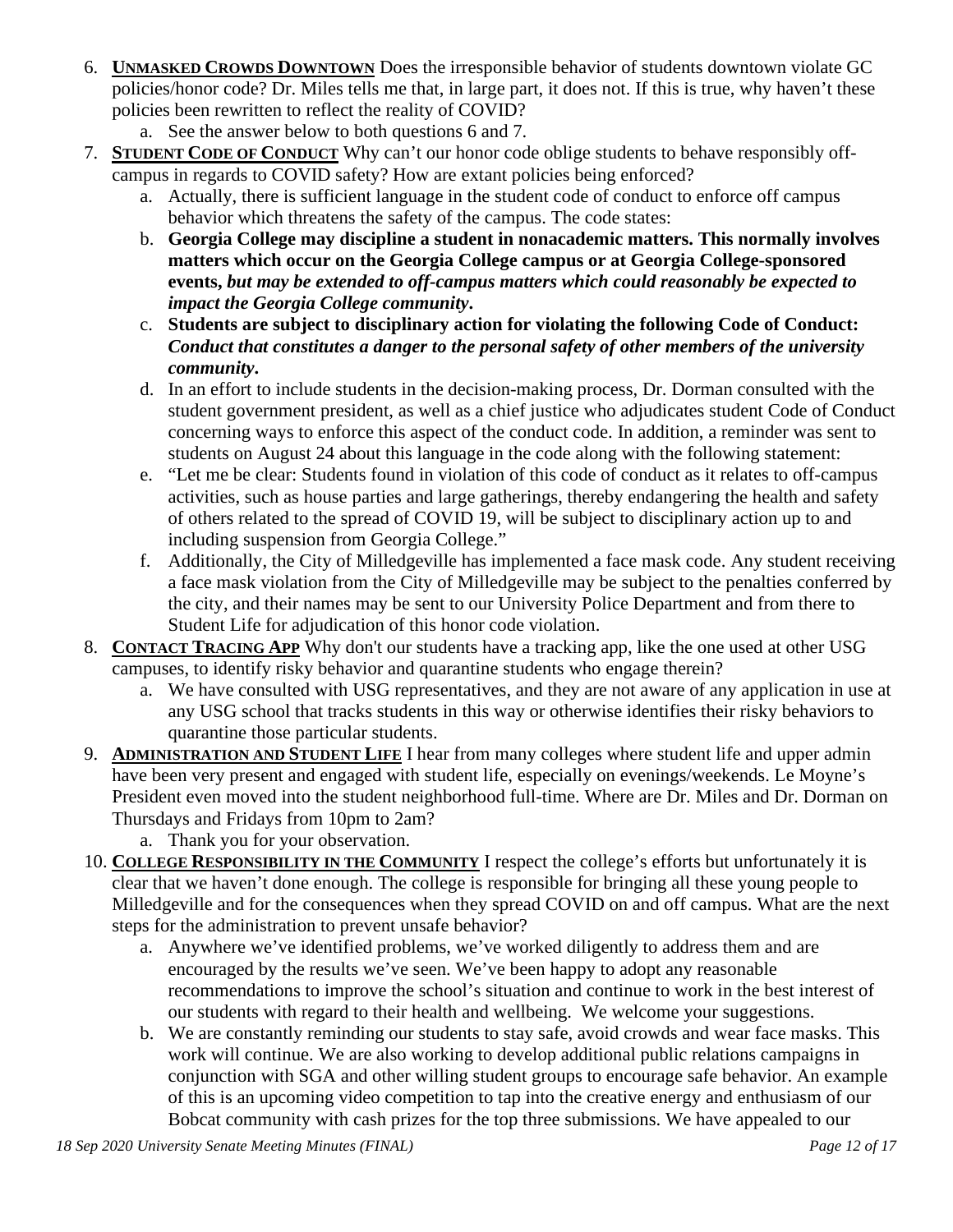6. **UNMASKED CROWDS DOWNTOWN** Does the irresponsible behavior of students downtown violate GC policies/honor code? Dr. Miles tells me that, in large part, it does not. If this is true, why haven't these policies been rewritten to reflect the reality of COVID?
   a. See the answer below to both questions 6 and 7.
7. **STUDENT CODE OF CONDUCT** Why can't our honor code oblige students to behave responsibly off-campus in regards to COVID safety? How are extant policies being enforced?
   a. Actually, there is sufficient language in the student code of conduct to enforce off campus behavior which threatens the safety of the campus. The code states:
   b. **Georgia College may discipline a student in nonacademic matters. This normally involves matters which occur on the Georgia College campus or at Georgia College-sponsored events, *but may be extended to off-campus matters which could reasonably be expected to impact the Georgia College community*.**
   c. **Students are subject to disciplinary action for violating the following Code of Conduct: *Conduct that constitutes a danger to the personal safety of other members of the university community*.**
   d. In an effort to include students in the decision-making process, Dr. Dorman consulted with the student government president, as well as a chief justice who adjudicates student Code of Conduct concerning ways to enforce this aspect of the conduct code. In addition, a reminder was sent to students on August 24 about this language in the code along with the following statement:
   e. "Let me be clear: Students found in violation of this code of conduct as it relates to off-campus activities, such as house parties and large gatherings, thereby endangering the health and safety of others related to the spread of COVID 19, will be subject to disciplinary action up to and including suspension from Georgia College."
   f. Additionally, the City of Milledgeville has implemented a face mask code. Any student receiving a face mask violation from the City of Milledgeville may be subject to the penalties conferred by the city, and their names may be sent to our University Police Department and from there to Student Life for adjudication of this honor code violation.
8. **CONTACT TRACING APP** Why don't our students have a tracking app, like the one used at other USG campuses, to identify risky behavior and quarantine students who engage therein?
   a. We have consulted with USG representatives, and they are not aware of any application in use at any USG school that tracks students in this way or otherwise identifies their risky behaviors to quarantine those particular students.
9. **ADMINISTRATION AND STUDENT LIFE** I hear from many colleges where student life and upper admin have been very present and engaged with student life, especially on evenings/weekends. Le Moyne's President even moved into the student neighborhood full-time. Where are Dr. Miles and Dr. Dorman on Thursdays and Fridays from 10pm to 2am?
   a. Thank you for your observation.
10. **COLLEGE RESPONSIBILITY IN THE COMMUNITY** I respect the college's efforts but unfortunately it is clear that we haven't done enough. The college is responsible for bringing all these young people to Milledgeville and for the consequences when they spread COVID on and off campus. What are the next steps for the administration to prevent unsafe behavior?
    a. Anywhere we've identified problems, we've worked diligently to address them and are encouraged by the results we've seen. We've been happy to adopt any reasonable recommendations to improve the school's situation and continue to work in the best interest of our students with regard to their health and wellbeing. We welcome your suggestions.
    b. We are constantly reminding our students to stay safe, avoid crowds and wear face masks. This work will continue. We are also working to develop additional public relations campaigns in conjunction with SGA and other willing student groups to encourage safe behavior. An example of this is an upcoming video competition to tap into the creative energy and enthusiasm of our Bobcat community with cash prizes for the top three submissions. We have appealed to our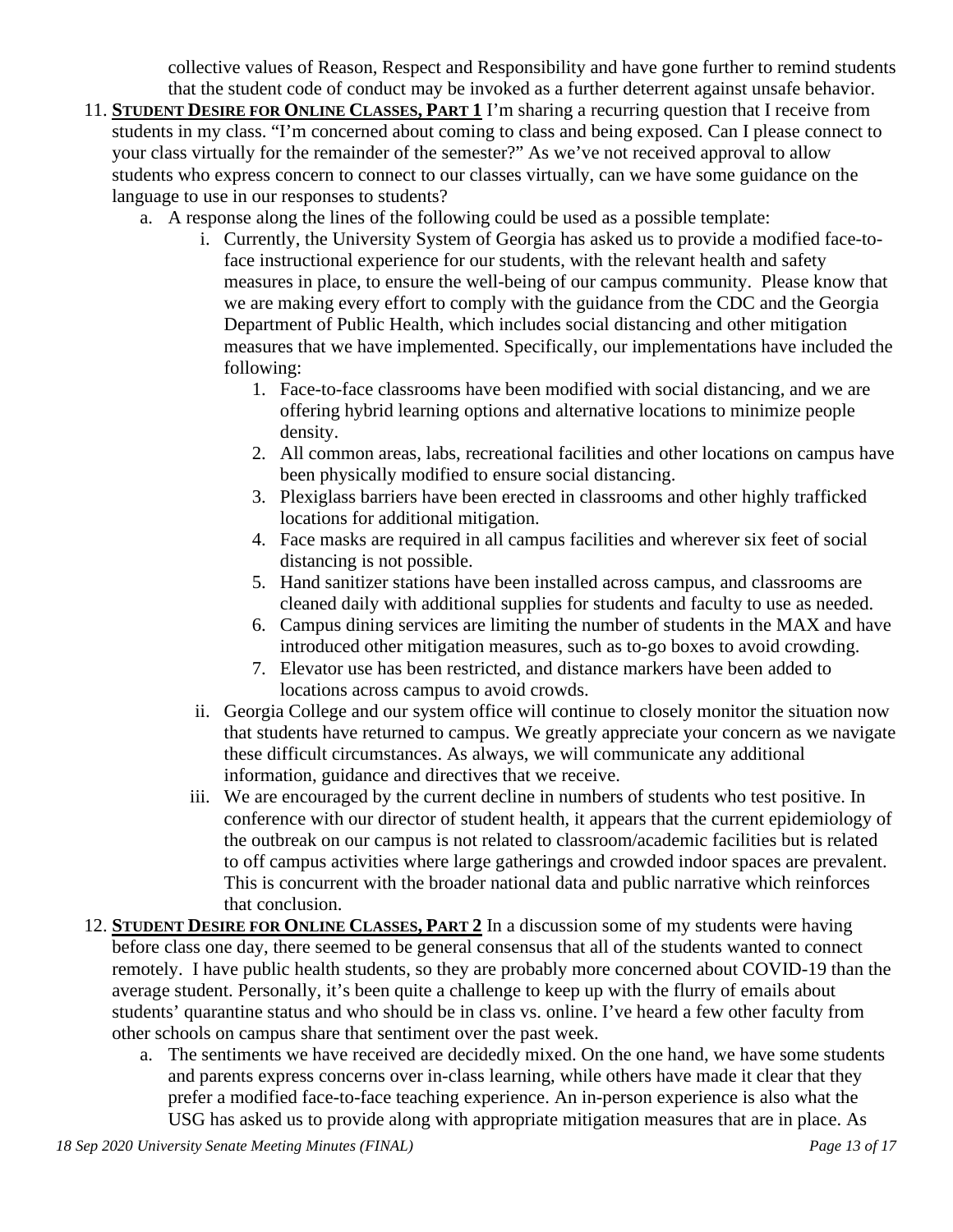collective values of Reason, Respect and Responsibility and have gone further to remind students that the student code of conduct may be invoked as a further deterrent against unsafe behavior.

11. **STUDENT DESIRE FOR ONLINE CLASSES, PART 1** I'm sharing a recurring question that I receive from students in my class. "I'm concerned about coming to class and being exposed. Can I please connect to your class virtually for the remainder of the semester?" As we've not received approval to allow students who express concern to connect to our classes virtually, can we have some guidance on the language to use in our responses to students?
    a. A response along the lines of the following could be used as a possible template:
        i. Currently, the University System of Georgia has asked us to provide a modified face-to-face instructional experience for our students, with the relevant health and safety measures in place, to ensure the well-being of our campus community. Please know that we are making every effort to comply with the guidance from the CDC and the Georgia Department of Public Health, which includes social distancing and other mitigation measures that we have implemented. Specifically, our implementations have included the following:
            1. Face-to-face classrooms have been modified with social distancing, and we are offering hybrid learning options and alternative locations to minimize people density.
            2. All common areas, labs, recreational facilities and other locations on campus have been physically modified to ensure social distancing.
            3. Plexiglass barriers have been erected in classrooms and other highly trafficked locations for additional mitigation.
            4. Face masks are required in all campus facilities and wherever six feet of social distancing is not possible.
            5. Hand sanitizer stations have been installed across campus, and classrooms are cleaned daily with additional supplies for students and faculty to use as needed.
            6. Campus dining services are limiting the number of students in the MAX and have introduced other mitigation measures, such as to-go boxes to avoid crowding.
            7. Elevator use has been restricted, and distance markers have been added to locations across campus to avoid crowds.
        ii. Georgia College and our system office will continue to closely monitor the situation now that students have returned to campus. We greatly appreciate your concern as we navigate these difficult circumstances. As always, we will communicate any additional information, guidance and directives that we receive.
        iii. We are encouraged by the current decline in numbers of students who test positive. In conference with our director of student health, it appears that the current epidemiology of the outbreak on our campus is not related to classroom/academic facilities but is related to off campus activities where large gatherings and crowded indoor spaces are prevalent. This is concurrent with the broader national data and public narrative which reinforces that conclusion.
12. **STUDENT DESIRE FOR ONLINE CLASSES, PART 2** In a discussion some of my students were having before class one day, there seemed to be general consensus that all of the students wanted to connect remotely. I have public health students, so they are probably more concerned about COVID-19 than the average student. Personally, it's been quite a challenge to keep up with the flurry of emails about students' quarantine status and who should be in class vs. online. I've heard a few other faculty from other schools on campus share that sentiment over the past week.
    a. The sentiments we have received are decidedly mixed. On the one hand, we have some students and parents express concerns over in-class learning, while others have made it clear that they prefer a modified face-to-face teaching experience. An in-person experience is also what the USG has asked us to provide along with appropriate mitigation measures that are in place. As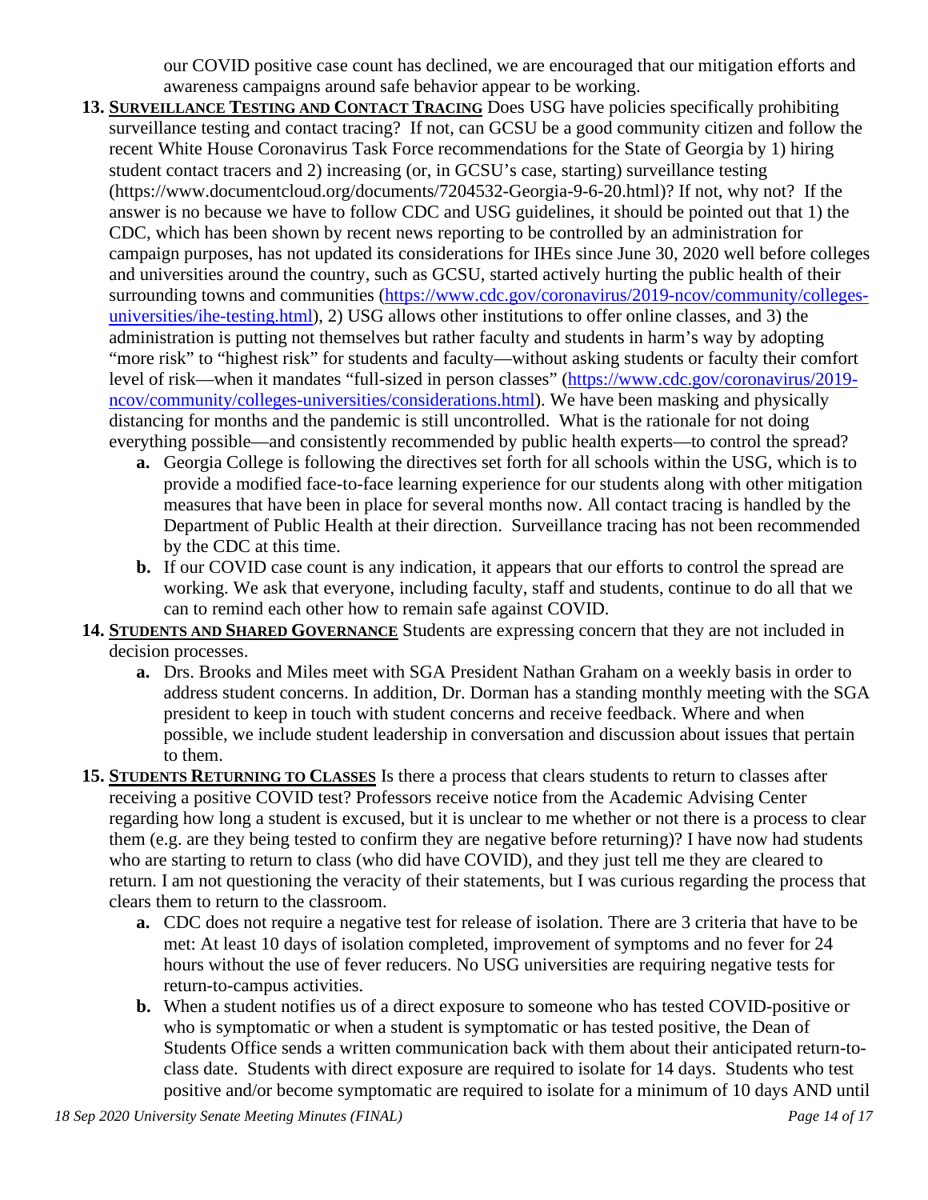our COVID positive case count has declined, we are encouraged that our mitigation efforts and awareness campaigns around safe behavior appear to be working.

13. **SURVEILLANCE TESTING AND CONTACT TRACING** Does USG have policies specifically prohibiting surveillance testing and contact tracing? If not, can GCSU be a good community citizen and follow the recent White House Coronavirus Task Force recommendations for the State of Georgia by 1) hiring student contact tracers and 2) increasing (or, in GCSU's case, starting) surveillance testing (https://www.documentcloud.org/documents/7204532-Georgia-9-6-20.html)? If not, why not? If the answer is no because we have to follow CDC and USG guidelines, it should be pointed out that 1) the CDC, which has been shown by recent news reporting to be controlled by an administration for campaign purposes, has not updated its considerations for IHEs since June 30, 2020 well before colleges and universities around the country, such as GCSU, started actively hurting the public health of their surrounding towns and communities ([https://www.cdc.gov/coronavirus/2019-ncov/community/colleges-universities/ihe-testing.html](https://www.cdc.gov/coronavirus/2019-ncov/community/colleges-universities/ihe-testing.html)), 2) USG allows other institutions to offer online classes, and 3) the administration is putting not themselves but rather faculty and students in harm's way by adopting "more risk" to "highest risk" for students and faculty—without asking students or faculty their comfort level of risk—when it mandates "full-sized in person classes" ([https://www.cdc.gov/coronavirus/2019-ncov/community/colleges-universities/considerations.html](https://www.cdc.gov/coronavirus/2019-ncov/community/colleges-universities/considerations.html)). We have been masking and physically distancing for months and the pandemic is still uncontrolled. What is the rationale for not doing everything possible—and consistently recommended by public health experts—to control the spread?
    a. Georgia College is following the directives set forth for all schools within the USG, which is to provide a modified face-to-face learning experience for our students along with other mitigation measures that have been in place for several months now. All contact tracing is handled by the Department of Public Health at their direction. Surveillance tracing has not been recommended by the CDC at this time.
    b. If our COVID case count is any indication, it appears that our efforts to control the spread are working. We ask that everyone, including faculty, staff and students, continue to do all that we can to remind each other how to remain safe against COVID.
14. **STUDENTS AND SHARED GOVERNANCE** Students are expressing concern that they are not included in decision processes.
    a. Drs. Brooks and Miles meet with SGA President Nathan Graham on a weekly basis in order to address student concerns. In addition, Dr. Dorman has a standing monthly meeting with the SGA president to keep in touch with student concerns and receive feedback. Where and when possible, we include student leadership in conversation and discussion about issues that pertain to them.
15. **STUDENTS RETURNING TO CLASSES** Is there a process that clears students to return to classes after receiving a positive COVID test? Professors receive notice from the Academic Advising Center regarding how long a student is excused, but it is unclear to me whether or not there is a process to clear them (e.g. are they being tested to confirm they are negative before returning)? I have now had students who are starting to return to class (who did have COVID), and they just tell me they are cleared to return. I am not questioning the veracity of their statements, but I was curious regarding the process that clears them to return to the classroom.
    a. CDC does not require a negative test for release of isolation. There are 3 criteria that have to be met: At least 10 days of isolation completed, improvement of symptoms and no fever for 24 hours without the use of fever reducers. No USG universities are requiring negative tests for return-to-campus activities.
    b. When a student notifies us of a direct exposure to someone who has tested COVID-positive or who is symptomatic or when a student is symptomatic or has tested positive, the Dean of Students Office sends a written communication back with them about their anticipated return-to-class date. Students with direct exposure are required to isolate for 14 days. Students who test positive and/or become symptomatic are required to isolate for a minimum of 10 days AND until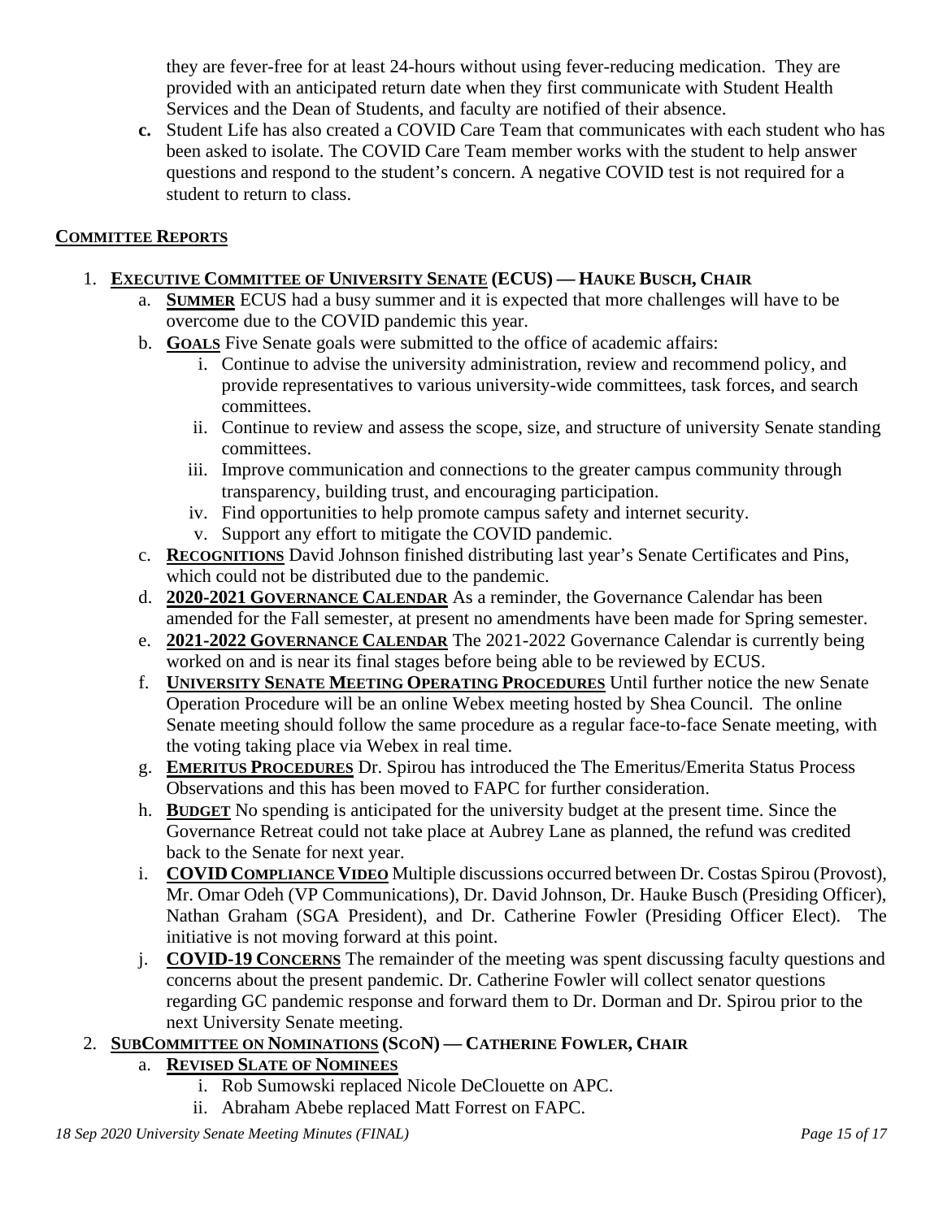they are fever-free for at least 24-hours without using fever-reducing medication. They are provided with an anticipated return date when they first communicate with Student Health Services and the Dean of Students, and faculty are notified of their absence.

**c.** Student Life has also created a COVID Care Team that communicates with each student who has been asked to isolate. The COVID Care Team member works with the student to help answer questions and respond to the student's concern. A negative COVID test is not required for a student to return to class.

## COMMITTEE REPORTS

1. **EXECUTIVE COMMITTEE OF UNIVERSITY SENATE (ECUS) — HAUKE BUSCH, CHAIR**
   a. **SUMMER** ECUS had a busy summer and it is expected that more challenges will have to be overcome due to the COVID pandemic this year.
   b. **GOALS** Five Senate goals were submitted to the office of academic affairs:
      i. Continue to advise the university administration, review and recommend policy, and provide representatives to various university-wide committees, task forces, and search committees.
      ii. Continue to review and assess the scope, size, and structure of university Senate standing committees.
      iii. Improve communication and connections to the greater campus community through transparency, building trust, and encouraging participation.
      iv. Find opportunities to help promote campus safety and internet security.
      v. Support any effort to mitigate the COVID pandemic.
   c. **RECOGNITIONS** David Johnson finished distributing last year's Senate Certificates and Pins, which could not be distributed due to the pandemic.
   d. **2020-2021 GOVERNANCE CALENDAR** As a reminder, the Governance Calendar has been amended for the Fall semester, at present no amendments have been made for Spring semester.
   e. **2021-2022 GOVERNANCE CALENDAR** The 2021-2022 Governance Calendar is currently being worked on and is near its final stages before being able to be reviewed by ECUS.
   f. **UNIVERSITY SENATE MEETING OPERATING PROCEDURES** Until further notice the new Senate Operation Procedure will be an online Webex meeting hosted by Shea Council. The online Senate meeting should follow the same procedure as a regular face-to-face Senate meeting, with the voting taking place via Webex in real time.
   g. **EMERITUS PROCEDURES** Dr. Spirou has introduced the The Emeritus/Emerita Status Process Observations and this has been moved to FAPC for further consideration.
   h. **BUDGET** No spending is anticipated for the university budget at the present time. Since the Governance Retreat could not take place at Aubrey Lane as planned, the refund was credited back to the Senate for next year.
   i. **COVID COMPLIANCE VIDEO** Multiple discussions occurred between Dr. Costas Spirou (Provost), Mr. Omar Odeh (VP Communications), Dr. David Johnson, Dr. Hauke Busch (Presiding Officer), Nathan Graham (SGA President), and Dr. Catherine Fowler (Presiding Officer Elect). The initiative is not moving forward at this point.
   j. **COVID-19 CONCERNS** The remainder of the meeting was spent discussing faculty questions and concerns about the present pandemic. Dr. Catherine Fowler will collect senator questions regarding GC pandemic response and forward them to Dr. Dorman and Dr. Spirou prior to the next University Senate meeting.
2. **SUBCOMMITTEE ON NOMINATIONS (SCON) — CATHERINE FOWLER, CHAIR**
   a. **REVISED SLATE OF NOMINEES**
      i. Rob Sumowski replaced Nicole DeClouette on APC.
      ii. Abraham Abebe replaced Matt Forrest on FAPC.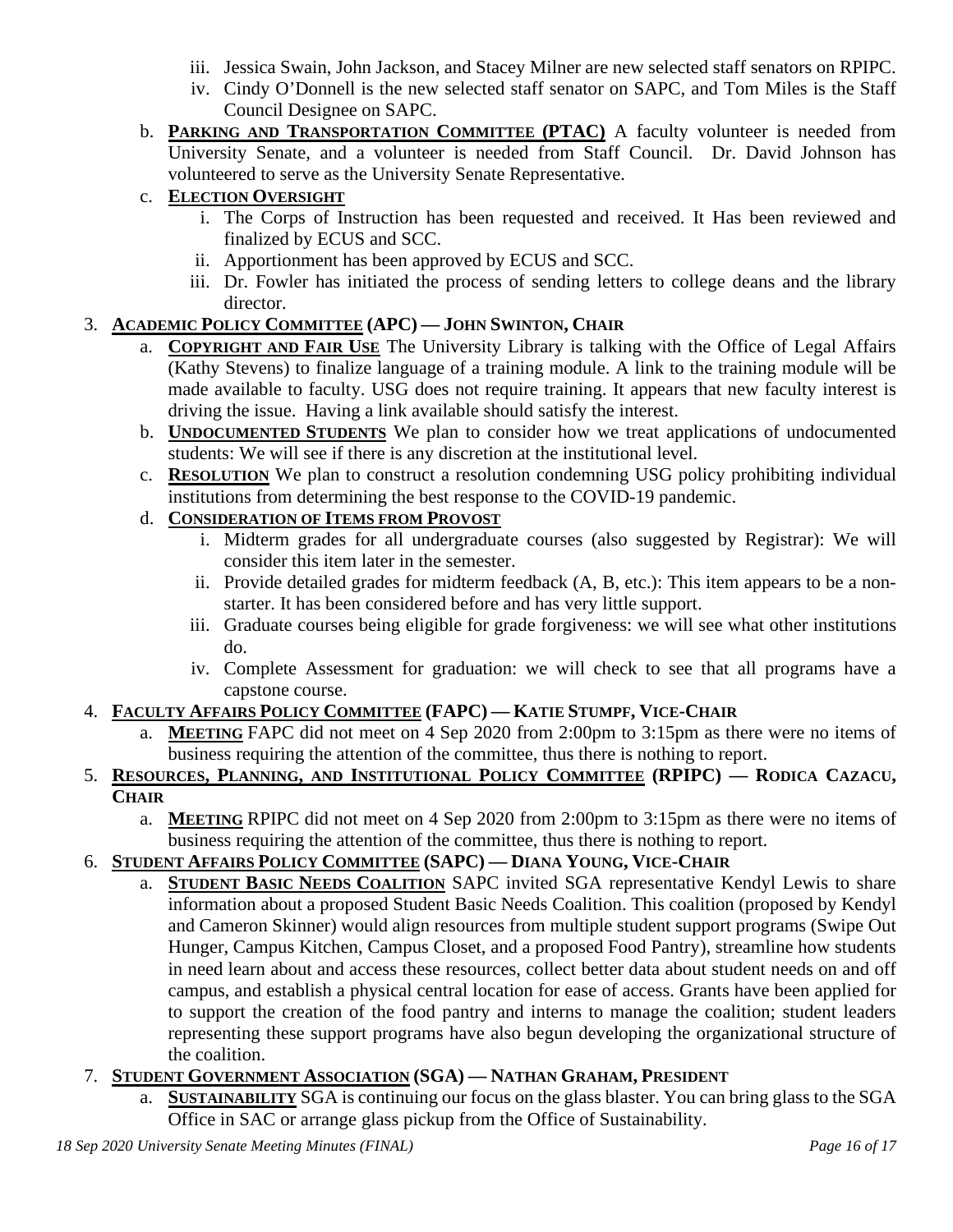iii. Jessica Swain, John Jackson, and Stacey Milner are new selected staff senators on RPIPC.
   iv. Cindy O'Donnell is the new selected staff senator on SAPC, and Tom Miles is the Staff Council Designee on SAPC.

b. **PARKING AND TRANSPORTATION COMMITTEE (PTAC)** A faculty volunteer is needed from University Senate, and a volunteer is needed from Staff Council. Dr. David Johnson has volunteered to serve as the University Senate Representative.

c. **ELECTION OVERSIGHT**
   i. The Corps of Instruction has been requested and received. It Has been reviewed and finalized by ECUS and SCC.
   ii. Apportionment has been approved by ECUS and SCC.
   iii. Dr. Fowler has initiated the process of sending letters to college deans and the library director.

3. **ACADEMIC POLICY COMMITTEE (APC) — JOHN SWINTON, CHAIR**
   a. **COPYRIGHT AND FAIR USE** The University Library is talking with the Office of Legal Affairs (Kathy Stevens) to finalize language of a training module. A link to the training module will be made available to faculty. USG does not require training. It appears that new faculty interest is driving the issue. Having a link available should satisfy the interest.
   b. **UNDOCUMENTED STUDENTS** We plan to consider how we treat applications of undocumented students: We will see if there is any discretion at the institutional level.
   c. **RESOLUTION** We plan to construct a resolution condemning USG policy prohibiting individual institutions from determining the best response to the COVID-19 pandemic.
   d. **CONSIDERATION OF ITEMS FROM PROVOST**
      i. Midterm grades for all undergraduate courses (also suggested by Registrar): We will consider this item later in the semester.
      ii. Provide detailed grades for midterm feedback (A, B, etc.): This item appears to be a non-starter. It has been considered before and has very little support.
      iii. Graduate courses being eligible for grade forgiveness: we will see what other institutions do.
      iv. Complete Assessment for graduation: we will check to see that all programs have a capstone course.

4. **FACULTY AFFAIRS POLICY COMMITTEE (FAPC) — KATIE STUMPF, VICE-CHAIR**
   a. **MEETING** FAPC did not meet on 4 Sep 2020 from 2:00pm to 3:15pm as there were no items of business requiring the attention of the committee, thus there is nothing to report.

5. **RESOURCES, PLANNING, AND INSTITUTIONAL POLICY COMMITTEE (RPIPC) — RODICA CAZACU, CHAIR**
   a. **MEETING** RPIPC did not meet on 4 Sep 2020 from 2:00pm to 3:15pm as there were no items of business requiring the attention of the committee, thus there is nothing to report.

6. **STUDENT AFFAIRS POLICY COMMITTEE (SAPC) — DIANA YOUNG, VICE-CHAIR**
   a. **STUDENT BASIC NEEDS COALITION** SAPC invited SGA representative Kendyl Lewis to share information about a proposed Student Basic Needs Coalition. This coalition (proposed by Kendyl and Cameron Skinner) would align resources from multiple student support programs (Swipe Out Hunger, Campus Kitchen, Campus Closet, and a proposed Food Pantry), streamline how students in need learn about and access these resources, collect better data about student needs on and off campus, and establish a physical central location for ease of access. Grants have been applied for to support the creation of the food pantry and interns to manage the coalition; student leaders representing these support programs have also begun developing the organizational structure of the coalition.

7. **STUDENT GOVERNMENT ASSOCIATION (SGA) — NATHAN GRAHAM, PRESIDENT**
   a. **SUSTAINABILITY** SGA is continuing our focus on the glass blaster. You can bring glass to the SGA Office in SAC or arrange glass pickup from the Office of Sustainability.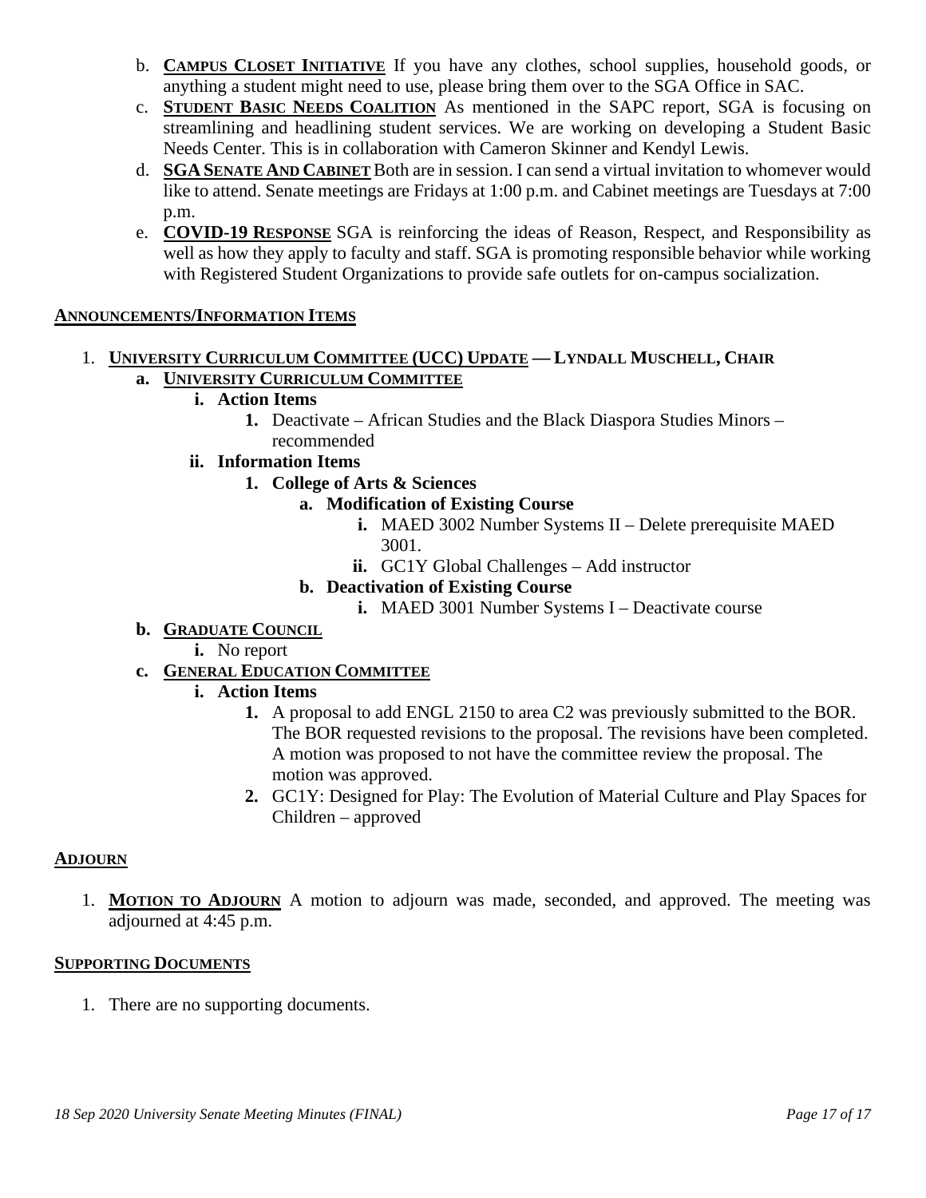b. **CAMPUS CLOSET INITIATIVE** If you have any clothes, school supplies, household goods, or anything a student might need to use, please bring them over to the SGA Office in SAC.

c. **STUDENT BASIC NEEDS COALITION** As mentioned in the SAPC report, SGA is focusing on streamlining and headlining student services. We are working on developing a Student Basic Needs Center. This is in collaboration with Cameron Skinner and Kendyl Lewis.

d. **SGA SENATE AND CABINET** Both are in session. I can send a virtual invitation to whomever would like to attend. Senate meetings are Fridays at 1:00 p.m. and Cabinet meetings are Tuesdays at 7:00 p.m.

e. **COVID-19 RESPONSE** SGA is reinforcing the ideas of Reason, Respect, and Responsibility as well as how they apply to faculty and staff. SGA is promoting responsible behavior while working with Registered Student Organizations to provide safe outlets for on-campus socialization.

## ANNOUNCEMENTS/INFORMATION ITEMS

1. **UNIVERSITY CURRICULUM COMMITTEE (UCC) UPDATE — LYNDALL MUSCHELL, CHAIR**
   - **a. UNIVERSITY CURRICULUM COMMITTEE**
     - **i. Action Items**
       - **1.** Deactivate – African Studies and the Black Diaspora Studies Minors – recommended
     - **ii. Information Items**
       - **1. College of Arts & Sciences**
         - **a. Modification of Existing Course**
           - **i.** MAED 3002 Number Systems II – Delete prerequisite MAED 3001.
           - **ii.** GC1Y Global Challenges – Add instructor
         - **b. Deactivation of Existing Course**
           - **i.** MAED 3001 Number Systems I – Deactivate course
   - **b. GRADUATE COUNCIL**
     - **i.** No report
   - **c. GENERAL EDUCATION COMMITTEE**
     - **i. Action Items**
       - **1.** A proposal to add ENGL 2150 to area C2 was previously submitted to the BOR. The BOR requested revisions to the proposal. The revisions have been completed. A motion was proposed to not have the committee review the proposal. The motion was approved.
       - **2.** GC1Y: Designed for Play: The Evolution of Material Culture and Play Spaces for Children – approved

## ADJOURN

1. **MOTION TO ADJOURN** A motion to adjourn was made, seconded, and approved. The meeting was adjourned at 4:45 p.m.

## SUPPORTING DOCUMENTS

1. There are no supporting documents.